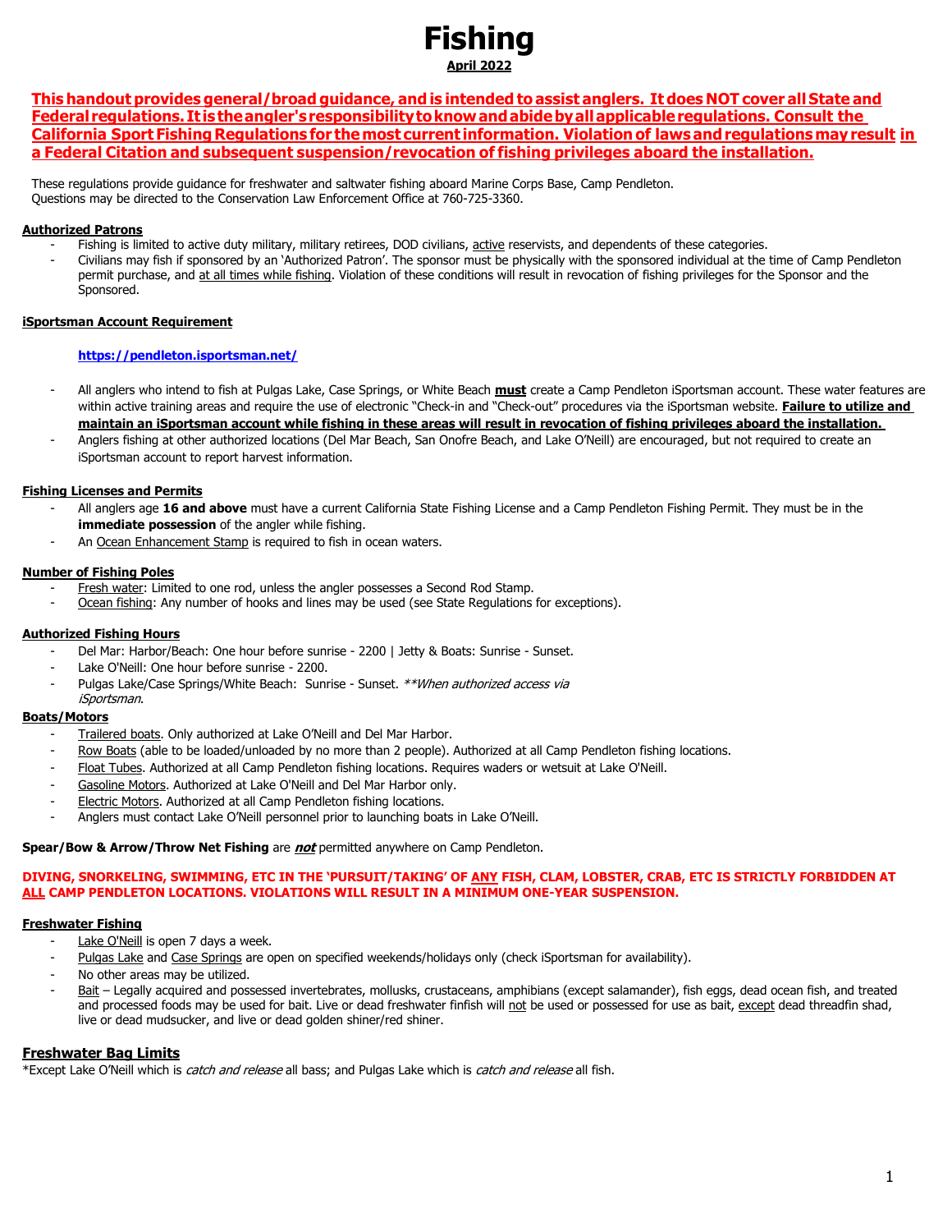# Fishing

**April 2022**

**This handout provides general/broad guidance, and is intended to assist anglers. It does NOT cover all State and Federal regulations. It is the angler's responsibility to know and abide by all applicable regulations. Consult the California Sport Fishing Regulations for the most current information. Violation of laws and regulations may result in a Federal Citation and subsequent suspension/revocation of fishing privileges aboard the installation.**

These regulations provide guidance for freshwater and saltwater fishing aboard Marine Corps Base, Camp Pendleton.
Questions may be directed to the Conservation Law Enforcement Office at 760-725-3360.

**Authorized Patrons**

- Fishing is limited to active duty military, military retirees, DOD civilians, active reservists, and dependents of these categories.
- Civilians may fish if sponsored by an 'Authorized Patron'. The sponsor must be physically with the sponsored individual at the time of Camp Pendleton permit purchase, and at all times while fishing. Violation of these conditions will result in revocation of fishing privileges for the Sponsor and the Sponsored.

**iSportsman Account Requirement**

**https://pendleton.isportsman.net/**

- All anglers who intend to fish at Pulgas Lake, Case Springs, or White Beach **must** create a Camp Pendleton iSportsman account. These water features are within active training areas and require the use of electronic "Check-in and "Check-out" procedures via the iSportsman website. **Failure to utilize and maintain an iSportsman account while fishing in these areas will result in revocation of fishing privileges aboard the installation.**
- Anglers fishing at other authorized locations (Del Mar Beach, San Onofre Beach, and Lake O'Neill) are encouraged, but not required to create an iSportsman account to report harvest information.

**Fishing Licenses and Permits**

- All anglers age **16 and above** must have a current California State Fishing License and a Camp Pendleton Fishing Permit. They must be in the **immediate possession** of the angler while fishing.
- An Ocean Enhancement Stamp is required to fish in ocean waters.

**Number of Fishing Poles**

- Fresh water: Limited to one rod, unless the angler possesses a Second Rod Stamp.
- Ocean fishing: Any number of hooks and lines may be used (see State Regulations for exceptions).

**Authorized Fishing Hours**

- Del Mar: Harbor/Beach: One hour before sunrise - 2200 | Jetty & Boats: Sunrise - Sunset.
- Lake O'Neill: One hour before sunrise - 2200.
- Pulgas Lake/Case Springs/White Beach: Sunrise - Sunset. *\*\*When authorized access via iSportsman*.

**Boats/Motors**

- Trailered boats. Only authorized at Lake O'Neill and Del Mar Harbor.
- Row Boats (able to be loaded/unloaded by no more than 2 people). Authorized at all Camp Pendleton fishing locations.
- Float Tubes. Authorized at all Camp Pendleton fishing locations. Requires waders or wetsuit at Lake O'Neill.
- Gasoline Motors. Authorized at Lake O'Neill and Del Mar Harbor only.
- Electric Motors. Authorized at all Camp Pendleton fishing locations.
- Anglers must contact Lake O'Neill personnel prior to launching boats in Lake O'Neill.

**Spear/Bow & Arrow/Throw Net Fishing** are ***not*** permitted anywhere on Camp Pendleton.

**DIVING, SNORKELING, SWIMMING, ETC IN THE 'PURSUIT/TAKING' OF ANY FISH, CLAM, LOBSTER, CRAB, ETC IS STRICTLY FORBIDDEN AT ALL CAMP PENDLETON LOCATIONS. VIOLATIONS WILL RESULT IN A MINIMUM ONE-YEAR SUSPENSION.**

**Freshwater Fishing**

- Lake O'Neill is open 7 days a week.
- Pulgas Lake and Case Springs are open on specified weekends/holidays only (check iSportsman for availability).
- No other areas may be utilized.
- Bait – Legally acquired and possessed invertebrates, mollusks, crustaceans, amphibians (except salamander), fish eggs, dead ocean fish, and treated and processed foods may be used for bait. Live or dead freshwater finfish will not be used or possessed for use as bait, except dead threadfin shad, live or dead mudsucker, and live or dead golden shiner/red shiner.

**Freshwater Bag Limits**

\*Except Lake O'Neill which is *catch and release* all bass; and Pulgas Lake which is *catch and release* all fish.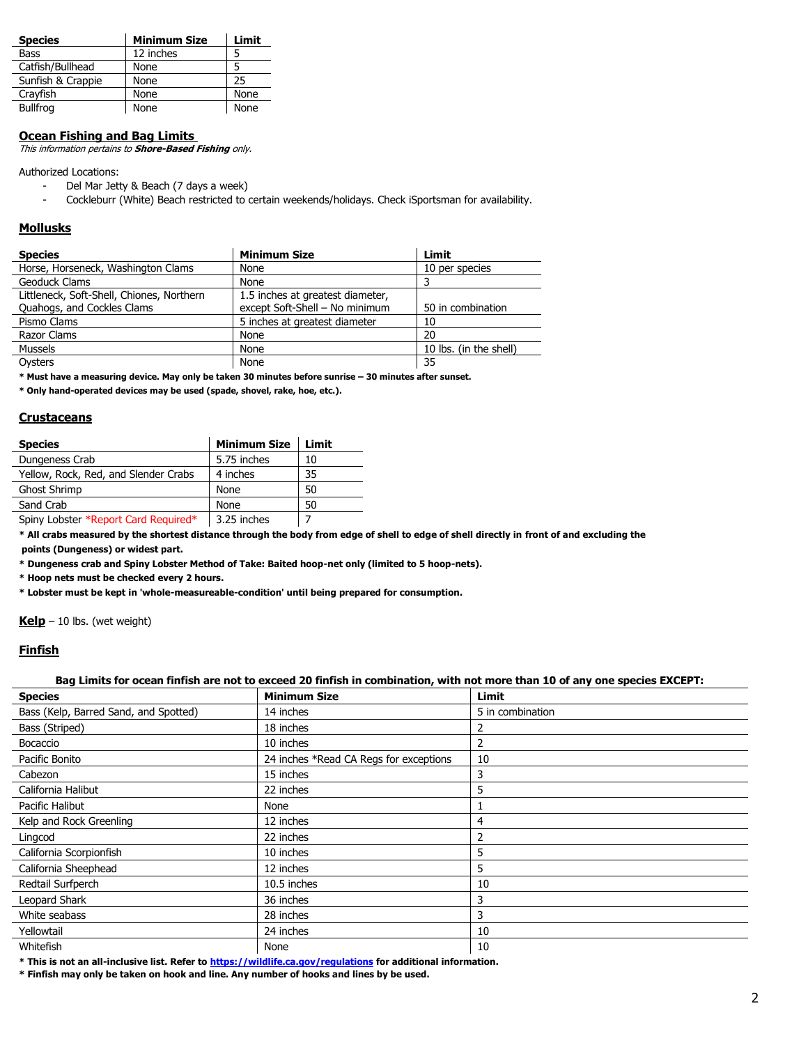| Species | Minimum Size | Limit |
|---|---|---|
| Bass | 12 inches | 5 |
| Catfish/Bullhead | None | 5 |
| Sunfish & Crappie | None | 25 |
| Crayfish | None | None |
| Bullfrog | None | None |

## Ocean Fishing and Bag Limits

*This information pertains to **Shore-Based Fishing** only.*

Authorized Locations:

- Del Mar Jetty & Beach (7 days a week)
- Cockleburr (White) Beach restricted to certain weekends/holidays. Check iSportsman for availability.

## Mollusks

| Species | Minimum Size | Limit |
|---|---|---|
| Horse, Horseneck, Washington Clams | None | 10 per species |
| Geoduck Clams | None | 3 |
| Littleneck, Soft-Shell, Chiones, Northern Quahogs, and Cockles Clams | 1.5 inches at greatest diameter, except Soft-Shell – No minimum | 50 in combination |
| Pismo Clams | 5 inches at greatest diameter | 10 |
| Razor Clams | None | 20 |
| Mussels | None | 10 lbs. (in the shell) |
| Oysters | None | 35 |

**\* Must have a measuring device. May only be taken 30 minutes before sunrise – 30 minutes after sunset.**

**\* Only hand-operated devices may be used (spade, shovel, rake, hoe, etc.).**

## Crustaceans

| Species | Minimum Size | Limit |
|---|---|---|
| Dungeness Crab | 5.75 inches | 10 |
| Yellow, Rock, Red, and Slender Crabs | 4 inches | 35 |
| Ghost Shrimp | None | 50 |
| Sand Crab | None | 50 |
| Spiny Lobster *Report Card Required* | 3.25 inches | 7 |

**\* All crabs measured by the shortest distance through the body from edge of shell to edge of shell directly in front of and excluding the points (Dungeness) or widest part.**

**\* Dungeness crab and Spiny Lobster Method of Take: Baited hoop-net only (limited to 5 hoop-nets).**

**\* Hoop nets must be checked every 2 hours.**

**\* Lobster must be kept in 'whole-measureable-condition' until being prepared for consumption.**

**Kelp** – 10 lbs. (wet weight)

## Finfish

**Bag Limits for ocean finfish are not to exceed 20 finfish in combination, with not more than 10 of any one species EXCEPT:**

| Species | Minimum Size | Limit |
|---|---|---|
| Bass (Kelp, Barred Sand, and Spotted) | 14 inches | 5 in combination |
| Bass (Striped) | 18 inches | 2 |
| Bocaccio | 10 inches | 2 |
| Pacific Bonito | 24 inches *Read CA Regs for exceptions | 10 |
| Cabezon | 15 inches | 3 |
| California Halibut | 22 inches | 5 |
| Pacific Halibut | None | 1 |
| Kelp and Rock Greenling | 12 inches | 4 |
| Lingcod | 22 inches | 2 |
| California Scorpionfish | 10 inches | 5 |
| California Sheephead | 12 inches | 5 |
| Redtail Surfperch | 10.5 inches | 10 |
| Leopard Shark | 36 inches | 3 |
| White seabass | 28 inches | 3 |
| Yellowtail | 24 inches | 10 |
| Whitefish | None | 10 |

**\* This is not an all-inclusive list. Refer to https://wildlife.ca.gov/regulations for additional information.**

**\* Finfish may only be taken on hook and line. Any number of hooks and lines by be used.**